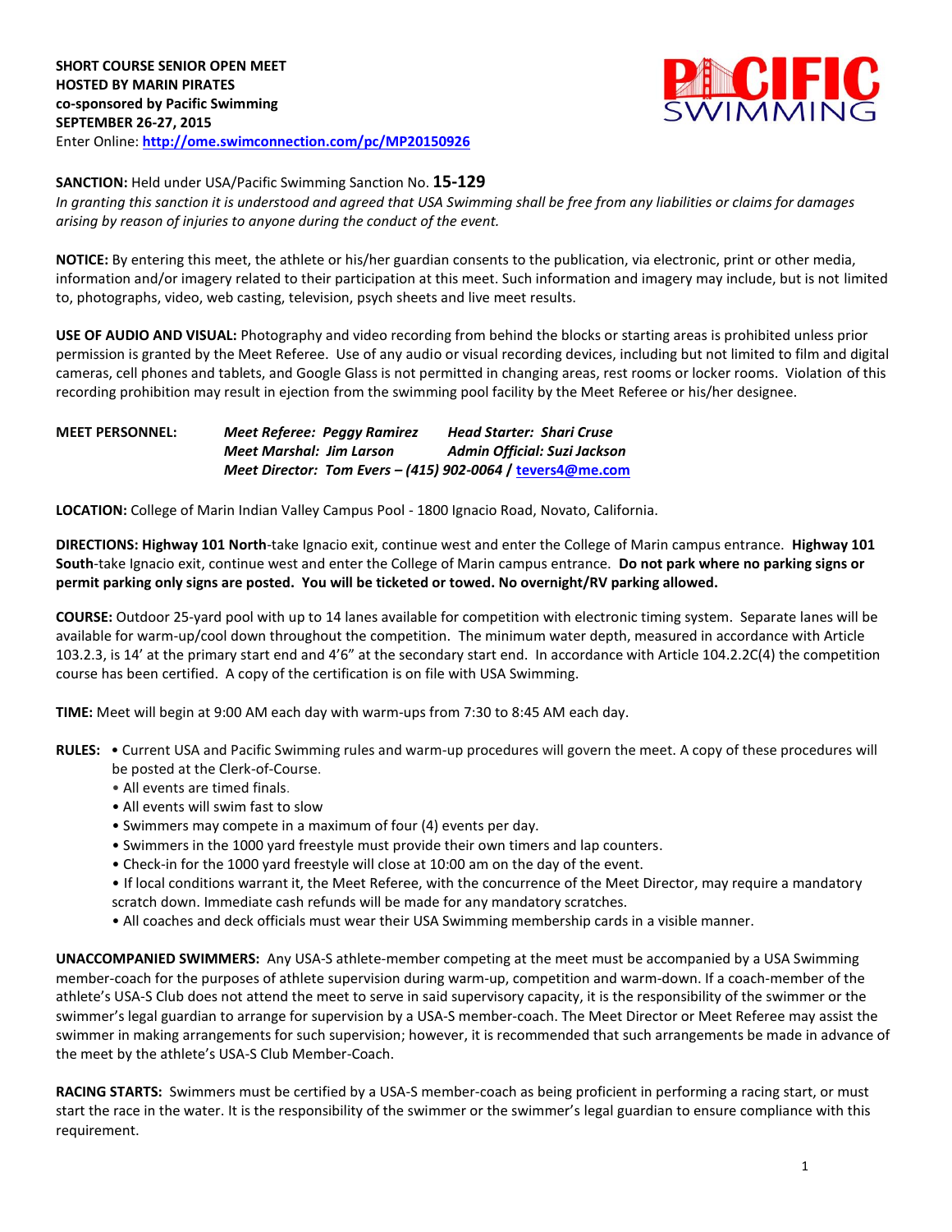**SHORT COURSE SENIOR OPEN MEET**
**HOSTED BY MARIN PIRATES**
**co-sponsored by Pacific Swimming**
**SEPTEMBER 26-27, 2015**
Enter Online: **http://ome.swimconnection.com/pc/MP20150926**

**SANCTION:** Held under USA/Pacific Swimming Sanction No. **15-129**
*In granting this sanction it is understood and agreed that USA Swimming shall be free from any liabilities or claims for damages arising by reason of injuries to anyone during the conduct of the event.*

**NOTICE:** By entering this meet, the athlete or his/her guardian consents to the publication, via electronic, print or other media, information and/or imagery related to their participation at this meet. Such information and imagery may include, but is not limited to, photographs, video, web casting, television, psych sheets and live meet results.

**USE OF AUDIO AND VISUAL:** Photography and video recording from behind the blocks or starting areas is prohibited unless prior permission is granted by the Meet Referee. Use of any audio or visual recording devices, including but not limited to film and digital cameras, cell phones and tablets, and Google Glass is not permitted in changing areas, rest rooms or locker rooms. Violation of this recording prohibition may result in ejection from the swimming pool facility by the Meet Referee or his/her designee.

**MEET PERSONNEL:**
***Meet Referee: Peggy Ramirez*** — ***Head Starter: Shari Cruse***
***Meet Marshal: Jim Larson*** — ***Admin Official: Suzi Jackson***
***Meet Director: Tom Evers – (415) 902-0064 / tevers4@me.com***

**LOCATION:** College of Marin Indian Valley Campus Pool - 1800 Ignacio Road, Novato, California.

**DIRECTIONS: Highway 101 North**-take Ignacio exit, continue west and enter the College of Marin campus entrance. **Highway 101 South**-take Ignacio exit, continue west and enter the College of Marin campus entrance. **Do not park where no parking signs or permit parking only signs are posted. You will be ticketed or towed. No overnight/RV parking allowed.**

**COURSE:** Outdoor 25-yard pool with up to 14 lanes available for competition with electronic timing system. Separate lanes will be available for warm-up/cool down throughout the competition. The minimum water depth, measured in accordance with Article 103.2.3, is 14' at the primary start end and 4'6" at the secondary start end. In accordance with Article 104.2.2C(4) the competition course has been certified. A copy of the certification is on file with USA Swimming.

**TIME:** Meet will begin at 9:00 AM each day with warm-ups from 7:30 to 8:45 AM each day.

**RULES:**
- Current USA and Pacific Swimming rules and warm-up procedures will govern the meet. A copy of these procedures will be posted at the Clerk-of-Course.
- All events are timed finals.
- All events will swim fast to slow
- Swimmers may compete in a maximum of four (4) events per day.
- Swimmers in the 1000 yard freestyle must provide their own timers and lap counters.
- Check-in for the 1000 yard freestyle will close at 10:00 am on the day of the event.
- If local conditions warrant it, the Meet Referee, with the concurrence of the Meet Director, may require a mandatory scratch down. Immediate cash refunds will be made for any mandatory scratches.
- All coaches and deck officials must wear their USA Swimming membership cards in a visible manner.

**UNACCOMPANIED SWIMMERS:** Any USA-S athlete-member competing at the meet must be accompanied by a USA Swimming member-coach for the purposes of athlete supervision during warm-up, competition and warm-down. If a coach-member of the athlete's USA-S Club does not attend the meet to serve in said supervisory capacity, it is the responsibility of the swimmer or the swimmer's legal guardian to arrange for supervision by a USA-S member-coach. The Meet Director or Meet Referee may assist the swimmer in making arrangements for such supervision; however, it is recommended that such arrangements be made in advance of the meet by the athlete's USA-S Club Member-Coach.

**RACING STARTS:** Swimmers must be certified by a USA-S member-coach as being proficient in performing a racing start, or must start the race in the water. It is the responsibility of the swimmer or the swimmer's legal guardian to ensure compliance with this requirement.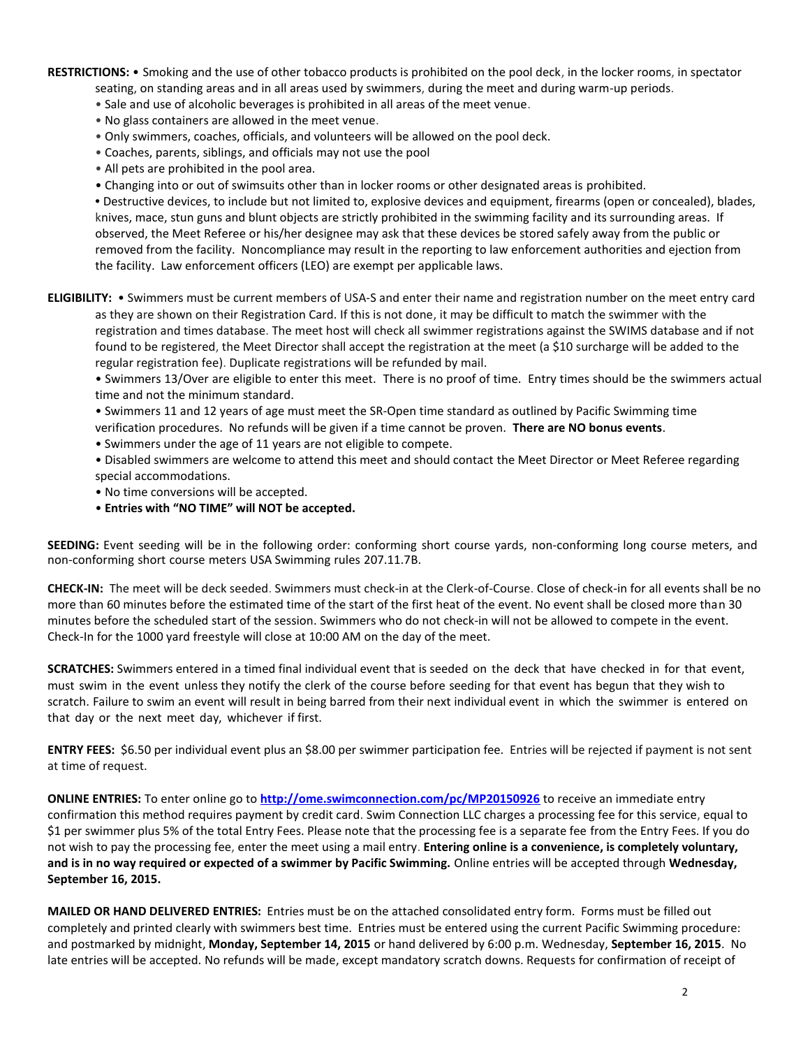**RESTRICTIONS:** • Smoking and the use of other tobacco products is prohibited on the pool deck, in the locker rooms, in spectator seating, on standing areas and in all areas used by swimmers, during the meet and during warm-up periods.

- Sale and use of alcoholic beverages is prohibited in all areas of the meet venue.
- No glass containers are allowed in the meet venue.
- Only swimmers, coaches, officials, and volunteers will be allowed on the pool deck.
- Coaches, parents, siblings, and officials may not use the pool
- All pets are prohibited in the pool area.
- Changing into or out of swimsuits other than in locker rooms or other designated areas is prohibited.
- Destructive devices, to include but not limited to, explosive devices and equipment, firearms (open or concealed), blades, knives, mace, stun guns and blunt objects are strictly prohibited in the swimming facility and its surrounding areas. If observed, the Meet Referee or his/her designee may ask that these devices be stored safely away from the public or removed from the facility. Noncompliance may result in the reporting to law enforcement authorities and ejection from the facility. Law enforcement officers (LEO) are exempt per applicable laws.

**ELIGIBILITY:** • Swimmers must be current members of USA-S and enter their name and registration number on the meet entry card as they are shown on their Registration Card. If this is not done, it may be difficult to match the swimmer with the registration and times database. The meet host will check all swimmer registrations against the SWIMS database and if not found to be registered, the Meet Director shall accept the registration at the meet (a $10 surcharge will be added to the regular registration fee). Duplicate registrations will be refunded by mail.

- Swimmers 13/Over are eligible to enter this meet. There is no proof of time. Entry times should be the swimmers actual time and not the minimum standard.
- Swimmers 11 and 12 years of age must meet the SR-Open time standard as outlined by Pacific Swimming time verification procedures. No refunds will be given if a time cannot be proven. **There are NO bonus events**.
- Swimmers under the age of 11 years are not eligible to compete.
- Disabled swimmers are welcome to attend this meet and should contact the Meet Director or Meet Referee regarding special accommodations.
- No time conversions will be accepted.
- **Entries with "NO TIME" will NOT be accepted.**

**SEEDING:** Event seeding will be in the following order: conforming short course yards, non-conforming long course meters, and non-conforming short course meters USA Swimming rules 207.11.7B.

**CHECK-IN:** The meet will be deck seeded. Swimmers must check-in at the Clerk-of-Course. Close of check-in for all events shall be no more than 60 minutes before the estimated time of the start of the first heat of the event. No event shall be closed more than 30 minutes before the scheduled start of the session. Swimmers who do not check-in will not be allowed to compete in the event. Check-In for the 1000 yard freestyle will close at 10:00 AM on the day of the meet.

**SCRATCHES:** Swimmers entered in a timed final individual event that is seeded on the deck that have checked in for that event, must swim in the event unless they notify the clerk of the course before seeding for that event has begun that they wish to scratch. Failure to swim an event will result in being barred from their next individual event in which the swimmer is entered on that day or the next meet day, whichever if first.

**ENTRY FEES:** $6.50 per individual event plus an $8.00 per swimmer participation fee. Entries will be rejected if payment is not sent at time of request.

**ONLINE ENTRIES:** To enter online go to **http://ome.swimconnection.com/pc/MP20150926** to receive an immediate entry confirmation this method requires payment by credit card. Swim Connection LLC charges a processing fee for this service, equal to $1 per swimmer plus 5% of the total Entry Fees. Please note that the processing fee is a separate fee from the Entry Fees. If you do not wish to pay the processing fee, enter the meet using a mail entry. **Entering online is a convenience, is completely voluntary, and is in no way required or expected of a swimmer by Pacific Swimming.** Online entries will be accepted through **Wednesday, September 16, 2015.**

**MAILED OR HAND DELIVERED ENTRIES:** Entries must be on the attached consolidated entry form. Forms must be filled out completely and printed clearly with swimmers best time. Entries must be entered using the current Pacific Swimming procedure: and postmarked by midnight, **Monday, September 14, 2015** or hand delivered by 6:00 p.m. Wednesday, **September 16, 2015**. No late entries will be accepted. No refunds will be made, except mandatory scratch downs. Requests for confirmation of receipt of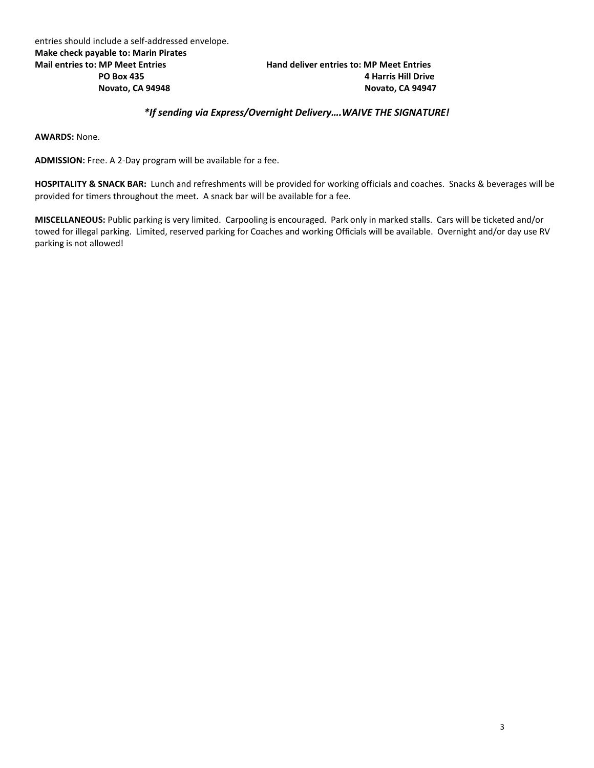entries should include a self-addressed envelope.

**Make check payable to: Marin Pirates**

**Mail entries to: MP Meet Entries**
**PO Box 435**
**Novato, CA 94948**

**Hand deliver entries to: MP Meet Entries**
**4 Harris Hill Drive**
**Novato, CA 94947**

***\*If sending via Express/Overnight Delivery….WAIVE THE SIGNATURE!***

**AWARDS:** None.

**ADMISSION:** Free. A 2-Day program will be available for a fee.

**HOSPITALITY & SNACK BAR:** Lunch and refreshments will be provided for working officials and coaches. Snacks & beverages will be provided for timers throughout the meet. A snack bar will be available for a fee.

**MISCELLANEOUS:** Public parking is very limited. Carpooling is encouraged. Park only in marked stalls. Cars will be ticketed and/or towed for illegal parking. Limited, reserved parking for Coaches and working Officials will be available. Overnight and/or day use RV parking is not allowed!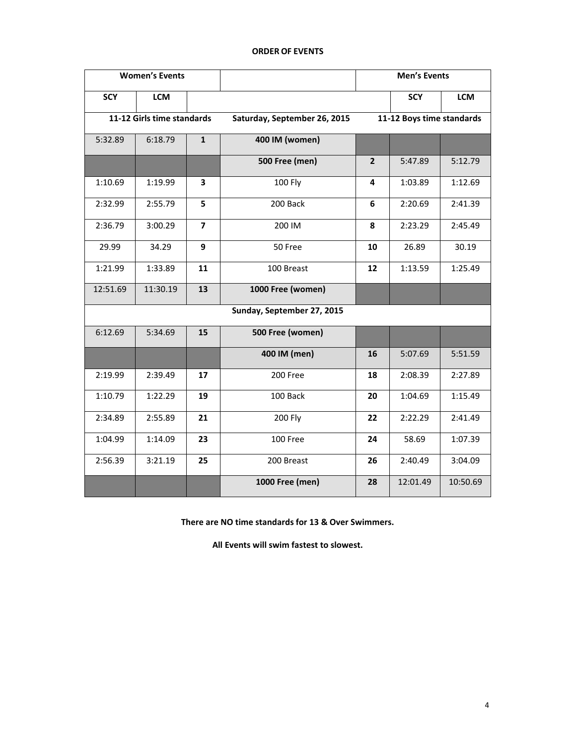**ORDER OF EVENTS**

| Women's Events | | | | Men's Events | | |
|---|---|---|---|---|---|---|
| SCY | LCM | | | | SCY | LCM |
| 11-12 Girls time standards | | | Saturday, September 26, 2015 | 11-12 Boys time standards | | |
| 5:32.89 | 6:18.79 | **1** | **400 IM (women)** | | | |
| | | | **500 Free (men)** | **2** | 5:47.89 | 5:12.79 |
| 1:10.69 | 1:19.99 | **3** | 100 Fly | **4** | 1:03.89 | 1:12.69 |
| 2:32.99 | 2:55.79 | **5** | 200 Back | **6** | 2:20.69 | 2:41.39 |
| 2:36.79 | 3:00.29 | **7** | 200 IM | **8** | 2:23.29 | 2:45.49 |
| 29.99 | 34.29 | **9** | 50 Free | **10** | 26.89 | 30.19 |
| 1:21.99 | 1:33.89 | **11** | 100 Breast | **12** | 1:13.59 | 1:25.49 |
| 12:51.69 | 11:30.19 | **13** | **1000 Free (women)** | | | |
| | | | Sunday, September 27, 2015 | | | |
| 6:12.69 | 5:34.69 | **15** | **500 Free (women)** | | | |
| | | | **400 IM (men)** | **16** | 5:07.69 | 5:51.59 |
| 2:19.99 | 2:39.49 | **17** | 200 Free | **18** | 2:08.39 | 2:27.89 |
| 1:10.79 | 1:22.29 | **19** | 100 Back | **20** | 1:04.69 | 1:15.49 |
| 2:34.89 | 2:55.89 | **21** | 200 Fly | **22** | 2:22.29 | 2:41.49 |
| 1:04.99 | 1:14.09 | **23** | 100 Free | **24** | 58.69 | 1:07.39 |
| 2:56.39 | 3:21.19 | **25** | 200 Breast | **26** | 2:40.49 | 3:04.09 |
| | | | **1000 Free (men)** | **28** | 12:01.49 | 10:50.69 |

**There are NO time standards for 13 & Over Swimmers.**

**All Events will swim fastest to slowest.**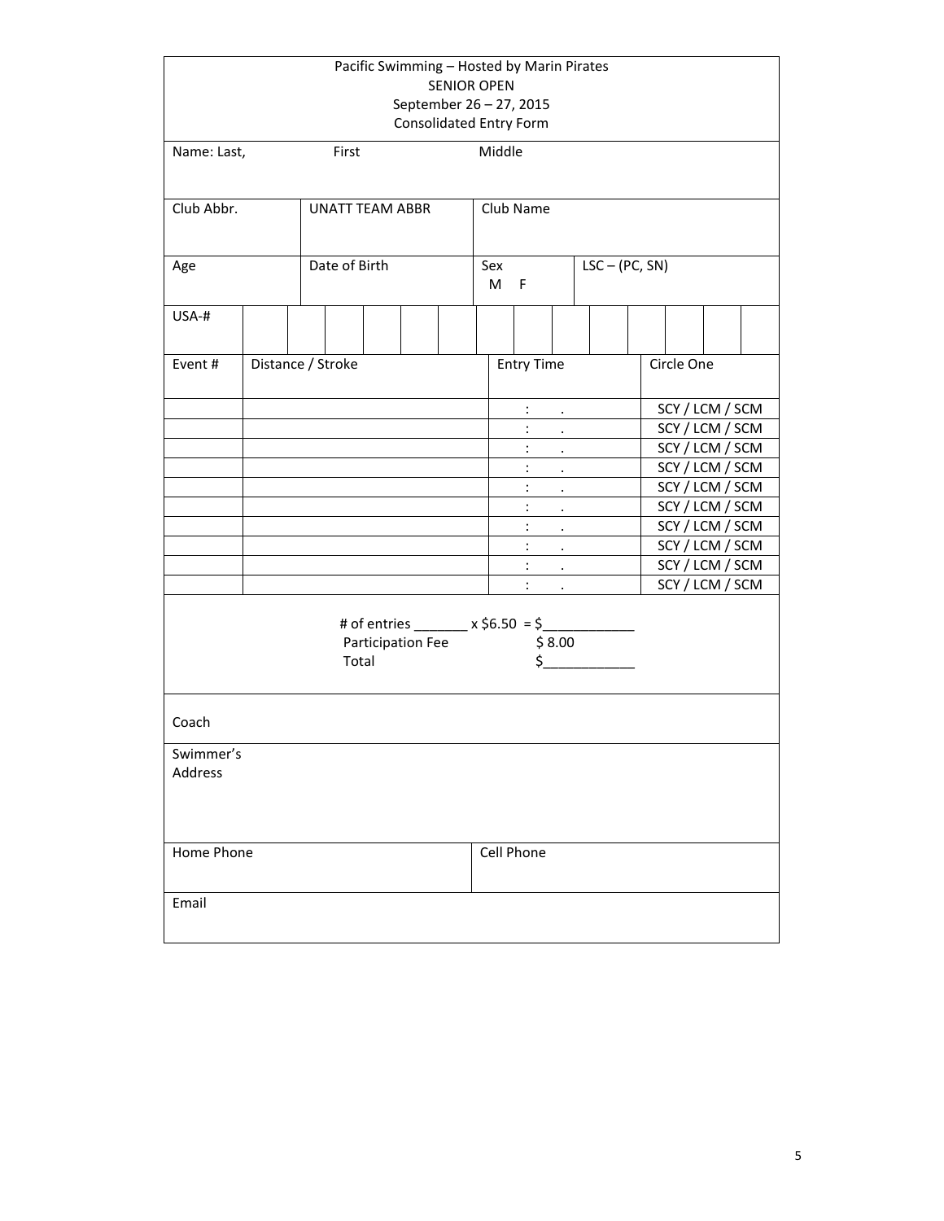Pacific Swimming – Hosted by Marin Pirates

SENIOR OPEN

September 26 – 27, 2015

Consolidated Entry Form

| Name: Last, | First | Middle |
|---|---|---|
| | | |

| Club Abbr. | UNATT TEAM ABBR | Club Name |
|---|---|---|
| | | |

| Age | Date of Birth | Sex M F | LSC – (PC, SN) |
|---|---|---|---|
| | | | |

| USA-# | | | | | | | | | | | | | | |
|---|---|---|---|---|---|---|---|---|---|---|---|---|---|---|

| Event # | Distance / Stroke | Entry Time | Circle One |
|---|---|---|---|
| | | : . | SCY / LCM / SCM |
| | | : . | SCY / LCM / SCM |
| | | : . | SCY / LCM / SCM |
| | | : . | SCY / LCM / SCM |
| | | : . | SCY / LCM / SCM |
| | | : . | SCY / LCM / SCM |
| | | : . | SCY / LCM / SCM |
| | | : . | SCY / LCM / SCM |
| | | : . | SCY / LCM / SCM |
| | | : . | SCY / LCM / SCM |

# of entries _______ x $6.50 = $____________

Participation Fee $ 8.00

Total $____________

Coach

Swimmer's Address

| Home Phone | Cell Phone |
|---|---|
| | |

Email